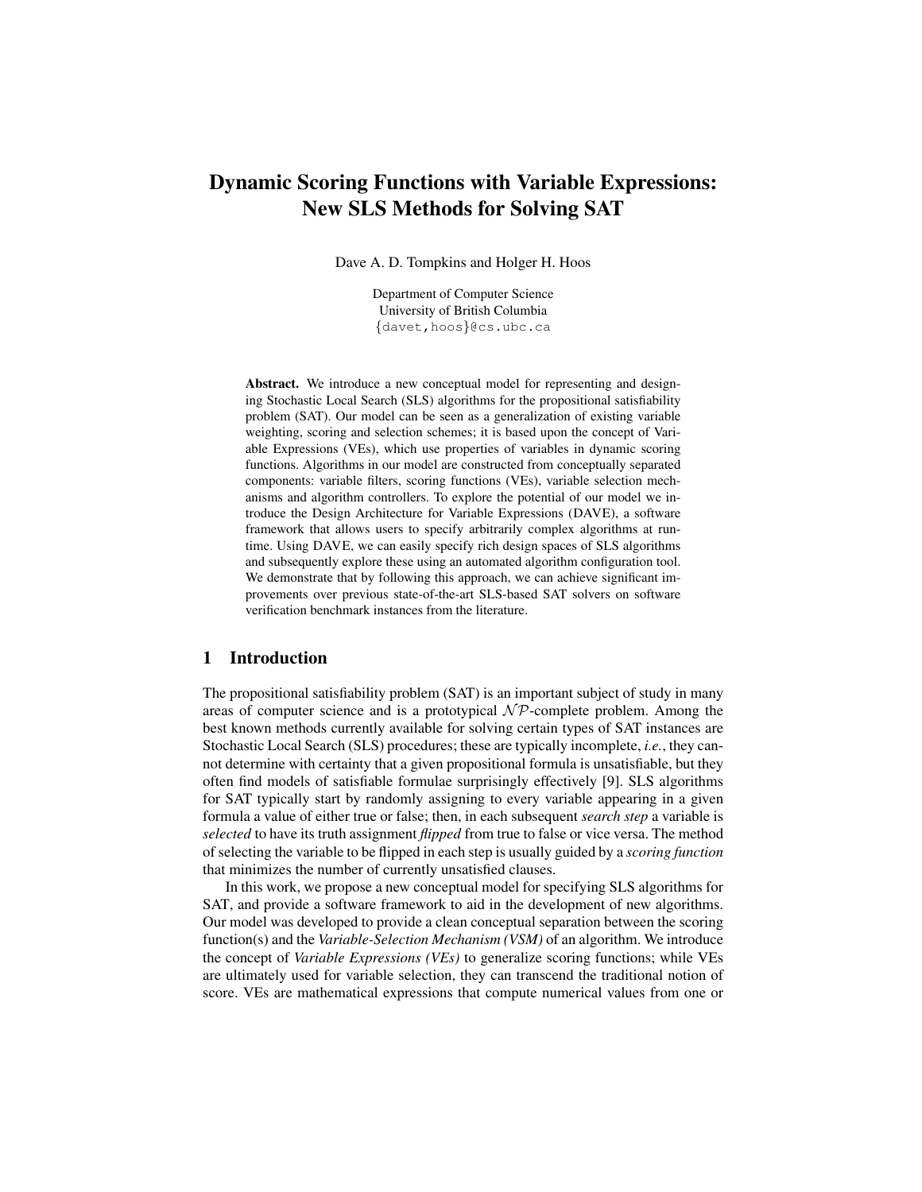# Dynamic Scoring Functions with Variable Expressions: New SLS Methods for Solving SAT

Dave A. D. Tompkins and Holger H. Hoos

Department of Computer Science
University of British Columbia
{davet,hoos}@cs.ubc.ca

**Abstract.** We introduce a new conceptual model for representing and designing Stochastic Local Search (SLS) algorithms for the propositional satisfiability problem (SAT). Our model can be seen as a generalization of existing variable weighting, scoring and selection schemes; it is based upon the concept of Variable Expressions (VEs), which use properties of variables in dynamic scoring functions. Algorithms in our model are constructed from conceptually separated components: variable filters, scoring functions (VEs), variable selection mechanisms and algorithm controllers. To explore the potential of our model we introduce the Design Architecture for Variable Expressions (DAVE), a software framework that allows users to specify arbitrarily complex algorithms at runtime. Using DAVE, we can easily specify rich design spaces of SLS algorithms and subsequently explore these using an automated algorithm configuration tool. We demonstrate that by following this approach, we can achieve significant improvements over previous state-of-the-art SLS-based SAT solvers on software verification benchmark instances from the literature.

## 1 Introduction

The propositional satisfiability problem (SAT) is an important subject of study in many areas of computer science and is a prototypical $\mathcal{NP}$-complete problem. Among the best known methods currently available for solving certain types of SAT instances are Stochastic Local Search (SLS) procedures; these are typically incomplete, *i.e.*, they cannot determine with certainty that a given propositional formula is unsatisfiable, but they often find models of satisfiable formulae surprisingly effectively [9]. SLS algorithms for SAT typically start by randomly assigning to every variable appearing in a given formula a value of either true or false; then, in each subsequent *search step* a variable is *selected* to have its truth assignment *flipped* from true to false or vice versa. The method of selecting the variable to be flipped in each step is usually guided by a *scoring function* that minimizes the number of currently unsatisfied clauses.

In this work, we propose a new conceptual model for specifying SLS algorithms for SAT, and provide a software framework to aid in the development of new algorithms. Our model was developed to provide a clean conceptual separation between the scoring function(s) and the *Variable-Selection Mechanism (VSM)* of an algorithm. We introduce the concept of *Variable Expressions (VEs)* to generalize scoring functions; while VEs are ultimately used for variable selection, they can transcend the traditional notion of score. VEs are mathematical expressions that compute numerical values from one or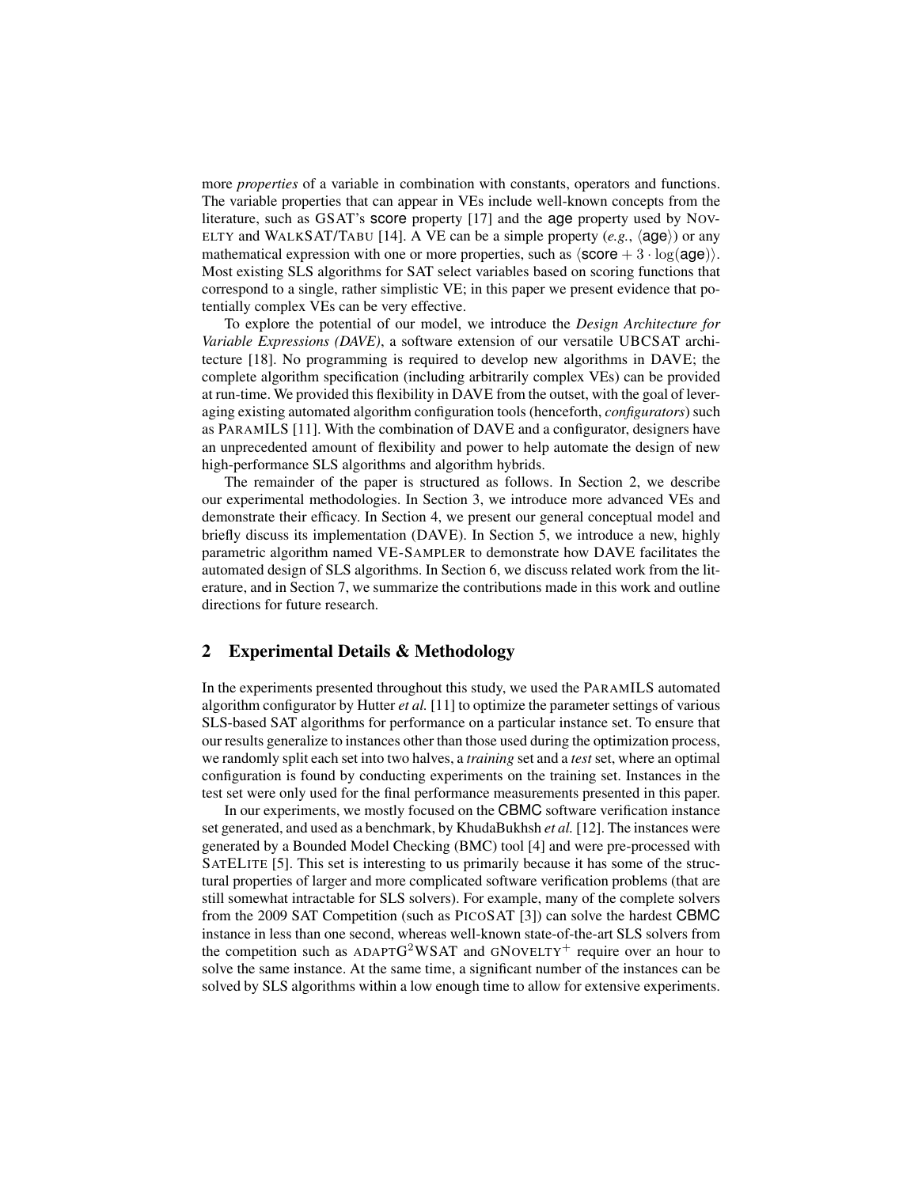more *properties* of a variable in combination with constants, operators and functions. The variable properties that can appear in VEs include well-known concepts from the literature, such as GSAT's score property [17] and the age property used by NOVELTY and WALKSAT/TABU [14]. A VE can be a simple property (*e.g.*, $\langle \mathsf{age} \rangle$) or any mathematical expression with one or more properties, such as $\langle \mathsf{score} + 3 \cdot \log(\mathsf{age}) \rangle$. Most existing SLS algorithms for SAT select variables based on scoring functions that correspond to a single, rather simplistic VE; in this paper we present evidence that potentially complex VEs can be very effective.

To explore the potential of our model, we introduce the *Design Architecture for Variable Expressions (DAVE)*, a software extension of our versatile UBCSAT architecture [18]. No programming is required to develop new algorithms in DAVE; the complete algorithm specification (including arbitrarily complex VEs) can be provided at run-time. We provided this flexibility in DAVE from the outset, with the goal of leveraging existing automated algorithm configuration tools (henceforth, *configurators*) such as PARAMILS [11]. With the combination of DAVE and a configurator, designers have an unprecedented amount of flexibility and power to help automate the design of new high-performance SLS algorithms and algorithm hybrids.

The remainder of the paper is structured as follows. In Section 2, we describe our experimental methodologies. In Section 3, we introduce more advanced VEs and demonstrate their efficacy. In Section 4, we present our general conceptual model and briefly discuss its implementation (DAVE). In Section 5, we introduce a new, highly parametric algorithm named VE-SAMPLER to demonstrate how DAVE facilitates the automated design of SLS algorithms. In Section 6, we discuss related work from the literature, and in Section 7, we summarize the contributions made in this work and outline directions for future research.

## 2 Experimental Details & Methodology

In the experiments presented throughout this study, we used the PARAMILS automated algorithm configurator by Hutter *et al.* [11] to optimize the parameter settings of various SLS-based SAT algorithms for performance on a particular instance set. To ensure that our results generalize to instances other than those used during the optimization process, we randomly split each set into two halves, a *training* set and a *test* set, where an optimal configuration is found by conducting experiments on the training set. Instances in the test set were only used for the final performance measurements presented in this paper.

In our experiments, we mostly focused on the CBMC software verification instance set generated, and used as a benchmark, by KhudaBukhsh *et al.* [12]. The instances were generated by a Bounded Model Checking (BMC) tool [4] and were pre-processed with SATELITE [5]. This set is interesting to us primarily because it has some of the structural properties of larger and more complicated software verification problems (that are still somewhat intractable for SLS solvers). For example, many of the complete solvers from the 2009 SAT Competition (such as PICOSAT [3]) can solve the hardest CBMC instance in less than one second, whereas well-known state-of-the-art SLS solvers from the competition such as ADAPTG$^2$WSAT and GNOVELTY$^+$ require over an hour to solve the same instance. At the same time, a significant number of the instances can be solved by SLS algorithms within a low enough time to allow for extensive experiments.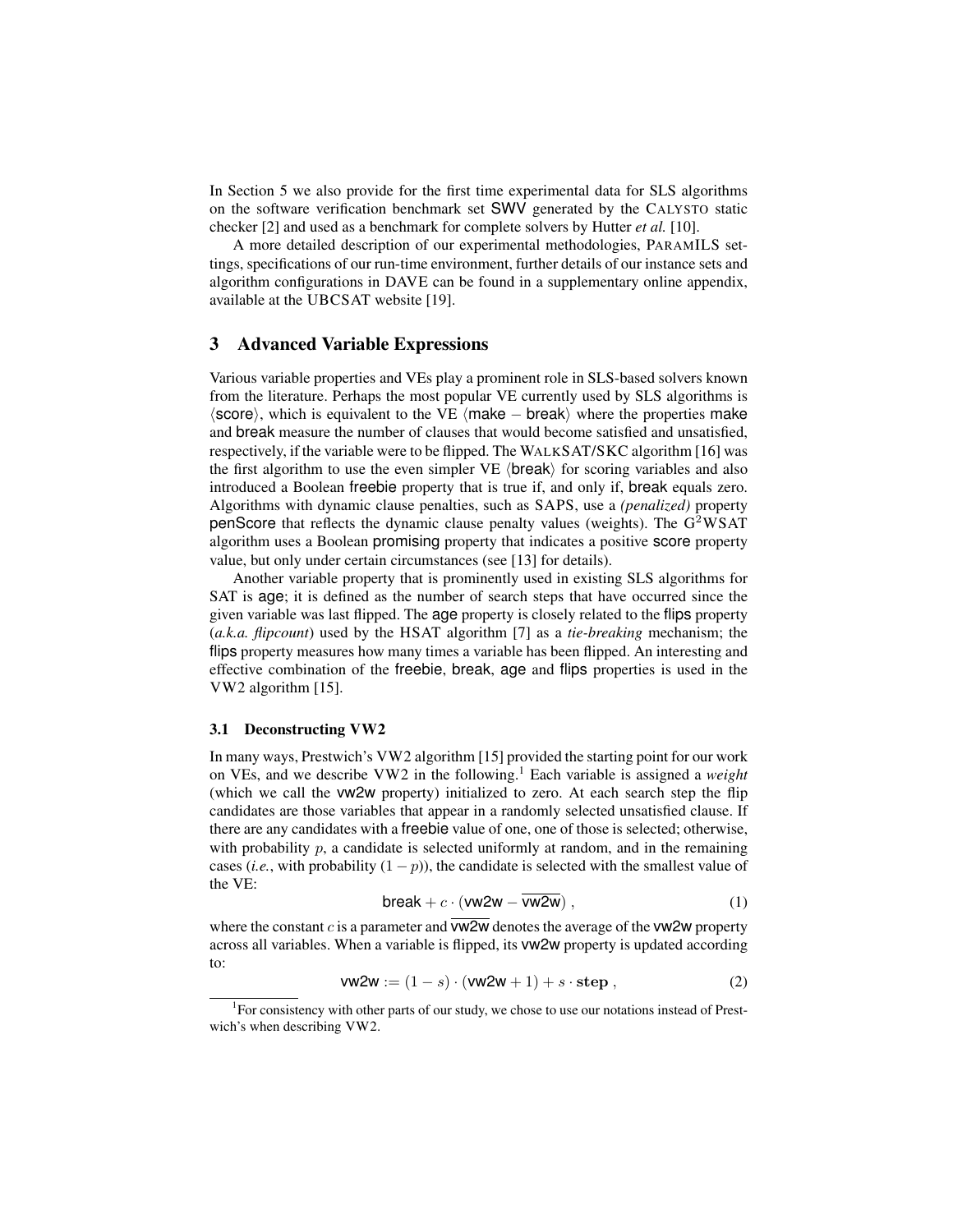In Section 5 we also provide for the first time experimental data for SLS algorithms on the software verification benchmark set SWV generated by the CALYSTO static checker [2] and used as a benchmark for complete solvers by Hutter *et al.* [10].

A more detailed description of our experimental methodologies, PARAMILS settings, specifications of our run-time environment, further details of our instance sets and algorithm configurations in DAVE can be found in a supplementary online appendix, available at the UBCSAT website [19].

## 3 Advanced Variable Expressions

Various variable properties and VEs play a prominent role in SLS-based solvers known from the literature. Perhaps the most popular VE currently used by SLS algorithms is $\langle \mathsf{score} \rangle$, which is equivalent to the VE $\langle \mathsf{make} - \mathsf{break} \rangle$ where the properties make and break measure the number of clauses that would become satisfied and unsatisfied, respectively, if the variable were to be flipped. The WALKSAT/SKC algorithm [16] was the first algorithm to use the even simpler VE $\langle \mathsf{break} \rangle$ for scoring variables and also introduced a Boolean freebie property that is true if, and only if, break equals zero. Algorithms with dynamic clause penalties, such as SAPS, use a *(penalized)* property penScore that reflects the dynamic clause penalty values (weights). The $\mathrm{G}^2$WSAT algorithm uses a Boolean promising property that indicates a positive score property value, but only under certain circumstances (see [13] for details).

Another variable property that is prominently used in existing SLS algorithms for SAT is age; it is defined as the number of search steps that have occurred since the given variable was last flipped. The age property is closely related to the flips property (*a.k.a. flipcount*) used by the HSAT algorithm [7] as a *tie-breaking* mechanism; the flips property measures how many times a variable has been flipped. An interesting and effective combination of the freebie, break, age and flips properties is used in the VW2 algorithm [15].

### 3.1 Deconstructing VW2

In many ways, Prestwich's VW2 algorithm [15] provided the starting point for our work on VEs, and we describe VW2 in the following.[1] Each variable is assigned a *weight* (which we call the vw2w property) initialized to zero. At each search step the flip candidates are those variables that appear in a randomly selected unsatisfied clause. If there are any candidates with a freebie value of one, one of those is selected; otherwise, with probability $p$, a candidate is selected uniformly at random, and in the remaining cases (*i.e.*, with probability $(1 - p)$), the candidate is selected with the smallest value of the VE:

$$\mathsf{break} + c \cdot (\mathsf{vw2w} - \overline{\mathsf{vw2w}}) \,, \tag{1}$$

where the constant $c$ is a parameter and $\overline{\mathsf{vw2w}}$ denotes the average of the vw2w property across all variables. When a variable is flipped, its vw2w property is updated according to:

$$\mathsf{vw2w} := (1 - s) \cdot (\mathsf{vw2w} + 1) + s \cdot \mathbf{step} \,, \tag{2}$$

[1] For consistency with other parts of our study, we chose to use our notations instead of Prestwich's when describing VW2.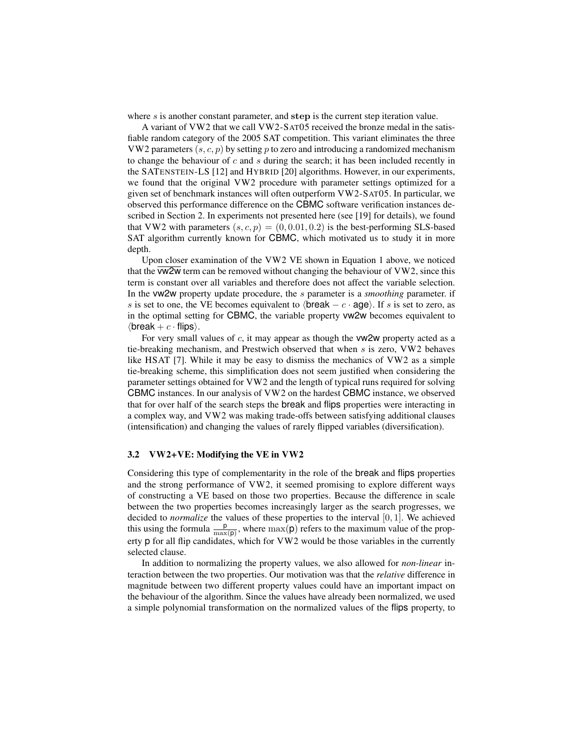where $s$ is another constant parameter, and $\mathbf{step}$ is the current step iteration value.

A variant of VW2 that we call VW2-SAT05 received the bronze medal in the satisfiable random category of the 2005 SAT competition. This variant eliminates the three VW2 parameters $(s, c, p)$ by setting $p$ to zero and introducing a randomized mechanism to change the behaviour of $c$ and $s$ during the search; it has been included recently in the SATENSTEIN-LS [12] and HYBRID [20] algorithms. However, in our experiments, we found that the original VW2 procedure with parameter settings optimized for a given set of benchmark instances will often outperform VW2-SAT05. In particular, we observed this performance difference on the CBMC software verification instances described in Section 2. In experiments not presented here (see [19] for details), we found that VW2 with parameters $(s, c, p) = (0, 0.01, 0.2)$ is the best-performing SLS-based SAT algorithm currently known for CBMC, which motivated us to study it in more depth.

Upon closer examination of the VW2 VE shown in Equation 1 above, we noticed that the $\overline{\mathsf{vw2w}}$ term can be removed without changing the behaviour of VW2, since this term is constant over all variables and therefore does not affect the variable selection. In the vw2w property update procedure, the $s$ parameter is a *smoothing* parameter. if $s$ is set to one, the VE becomes equivalent to $\langle \mathsf{break} - c \cdot \mathsf{age} \rangle$. If $s$ is set to zero, as in the optimal setting for CBMC, the variable property vw2w becomes equivalent to $\langle \mathsf{break} + c \cdot \mathsf{flips} \rangle$.

For very small values of $c$, it may appear as though the vw2w property acted as a tie-breaking mechanism, and Prestwich observed that when $s$ is zero, VW2 behaves like HSAT [7]. While it may be easy to dismiss the mechanics of VW2 as a simple tie-breaking scheme, this simplification does not seem justified when considering the parameter settings obtained for VW2 and the length of typical runs required for solving CBMC instances. In our analysis of VW2 on the hardest CBMC instance, we observed that for over half of the search steps the break and flips properties were interacting in a complex way, and VW2 was making trade-offs between satisfying additional clauses (intensification) and changing the values of rarely flipped variables (diversification).

### 3.2 VW2+VE: Modifying the VE in VW2

Considering this type of complementarity in the role of the break and flips properties and the strong performance of VW2, it seemed promising to explore different ways of constructing a VE based on those two properties. Because the difference in scale between the two properties becomes increasingly larger as the search progresses, we decided to *normalize* the values of these properties to the interval $[0, 1]$. We achieved this using the formula $\frac{\mathsf{p}}{\max(\mathsf{p})}$, where $\max(\mathsf{p})$ refers to the maximum value of the property p for all flip candidates, which for VW2 would be those variables in the currently selected clause.

In addition to normalizing the property values, we also allowed for *non-linear* interaction between the two properties. Our motivation was that the *relative* difference in magnitude between two different property values could have an important impact on the behaviour of the algorithm. Since the values have already been normalized, we used a simple polynomial transformation on the normalized values of the flips property, to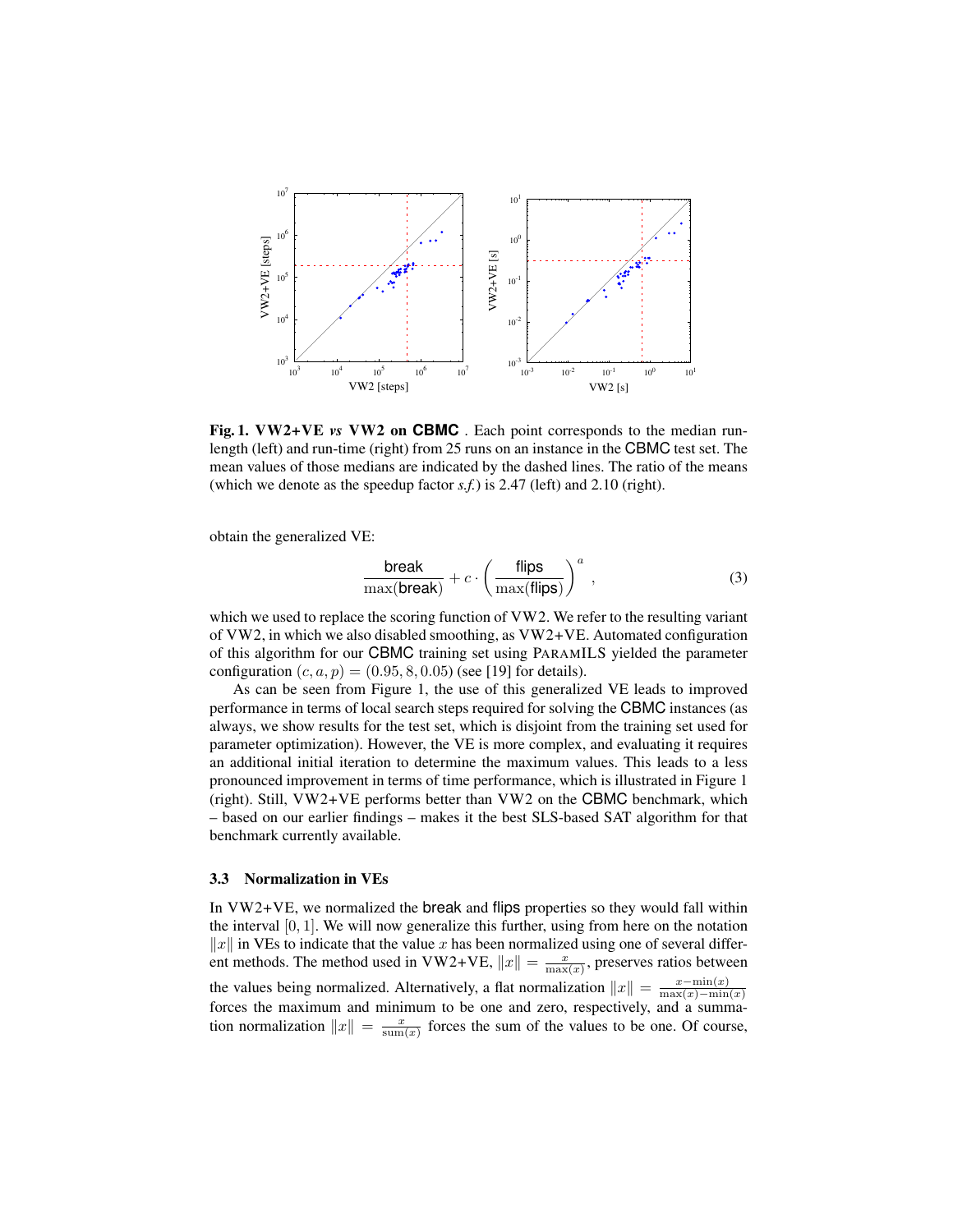$10^7$
$10^6$
$10^5$
$10^4$
$10^3$
VW2+VE [steps]
$10^3$ $10^4$ $10^5$ $10^6$ $10^7$
VW2 [steps]

$10^1$
$10^0$
$10^{-1}$
$10^{-2}$
$10^{-3}$
VW2+VE [s]
$10^{-3}$ $10^{-2}$ $10^{-1}$ $10^0$ $10^1$
VW2 [s]

**Fig. 1. VW2+VE *vs* VW2 on CBMC**. Each point corresponds to the median run-length (left) and run-time (right) from 25 runs on an instance in the CBMC test set. The mean values of those medians are indicated by the dashed lines. The ratio of the means (which we denote as the speedup factor *s.f.*) is 2.47 (left) and 2.10 (right).

obtain the generalized VE:

$$\frac{\mathsf{break}}{\max(\mathsf{break})} + c \cdot \left( \frac{\mathsf{flips}}{\max(\mathsf{flips})} \right)^a \quad , \tag{3}$$

which we used to replace the scoring function of VW2. We refer to the resulting variant of VW2, in which we also disabled smoothing, as VW2+VE. Automated configuration of this algorithm for our CBMC training set using PARAMILS yielded the parameter configuration $(c, a, p) = (0.95, 8, 0.05)$ (see [19] for details).

As can be seen from Figure 1, the use of this generalized VE leads to improved performance in terms of local search steps required for solving the CBMC instances (as always, we show results for the test set, which is disjoint from the training set used for parameter optimization). However, the VE is more complex, and evaluating it requires an additional initial iteration to determine the maximum values. This leads to a less pronounced improvement in terms of time performance, which is illustrated in Figure 1 (right). Still, VW2+VE performs better than VW2 on the CBMC benchmark, which – based on our earlier findings – makes it the best SLS-based SAT algorithm for that benchmark currently available.

### 3.3 Normalization in VEs

In VW2+VE, we normalized the break and flips properties so they would fall within the interval $[0, 1]$. We will now generalize this further, using from here on the notation $\|x\|$ in VEs to indicate that the value $x$ has been normalized using one of several different methods. The method used in VW2+VE, $\|x\| = \frac{x}{\max(x)}$, preserves ratios between the values being normalized. Alternatively, a flat normalization $\|x\| = \frac{x - \min(x)}{\max(x) - \min(x)}$ forces the maximum and minimum to be one and zero, respectively, and a summation normalization $\|x\| = \frac{x}{\mathrm{sum}(x)}$ forces the sum of the values to be one. Of course,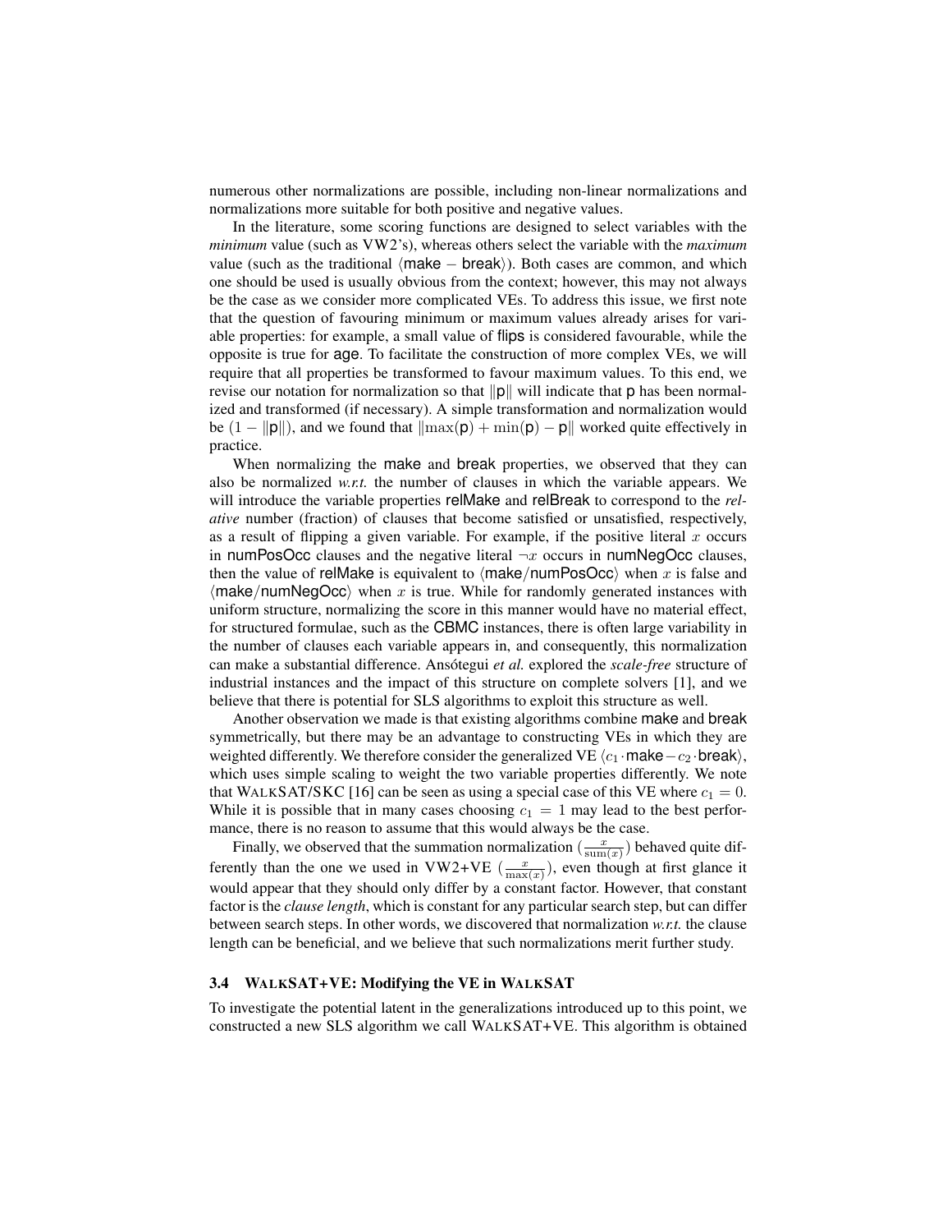numerous other normalizations are possible, including non-linear normalizations and normalizations more suitable for both positive and negative values.

In the literature, some scoring functions are designed to select variables with the *minimum* value (such as VW2's), whereas others select the variable with the *maximum* value (such as the traditional $\langle \mathsf{make} - \mathsf{break} \rangle$). Both cases are common, and which one should be used is usually obvious from the context; however, this may not always be the case as we consider more complicated VEs. To address this issue, we first note that the question of favouring minimum or maximum values already arises for variable properties: for example, a small value of flips is considered favourable, while the opposite is true for age. To facilitate the construction of more complex VEs, we will require that all properties be transformed to favour maximum values. To this end, we revise our notation for normalization so that $\|\mathsf{p}\|$ will indicate that p has been normalized and transformed (if necessary). A simple transformation and normalization would be $(1 - \|\mathsf{p}\|)$, and we found that $\|\max(\mathsf{p}) + \min(\mathsf{p}) - \mathsf{p}\|$ worked quite effectively in practice.

When normalizing the make and break properties, we observed that they can also be normalized *w.r.t.* the number of clauses in which the variable appears. We will introduce the variable properties relMake and relBreak to correspond to the *relative* number (fraction) of clauses that become satisfied or unsatisfied, respectively, as a result of flipping a given variable. For example, if the positive literal $x$ occurs in numPosOcc clauses and the negative literal $\neg x$ occurs in numNegOcc clauses, then the value of relMake is equivalent to $\langle \mathsf{make}/\mathsf{numPosOcc} \rangle$ when $x$ is false and $\langle \mathsf{make}/\mathsf{numNegOcc} \rangle$ when $x$ is true. While for randomly generated instances with uniform structure, normalizing the score in this manner would have no material effect, for structured formulae, such as the CBMC instances, there is often large variability in the number of clauses each variable appears in, and consequently, this normalization can make a substantial difference. Ansótegui *et al.* explored the *scale-free* structure of industrial instances and the impact of this structure on complete solvers [1], and we believe that there is potential for SLS algorithms to exploit this structure as well.

Another observation we made is that existing algorithms combine make and break symmetrically, but there may be an advantage to constructing VEs in which they are weighted differently. We therefore consider the generalized VE $\langle c_1 \cdot \mathsf{make} - c_2 \cdot \mathsf{break} \rangle$, which uses simple scaling to weight the two variable properties differently. We note that WALKSAT/SKC [16] can be seen as using a special case of this VE where $c_1 = 0$. While it is possible that in many cases choosing $c_1 = 1$ may lead to the best performance, there is no reason to assume that this would always be the case.

Finally, we observed that the summation normalization ($\frac{x}{\mathrm{sum}(x)}$) behaved quite differently than the one we used in VW2+VE ($\frac{x}{\max(x)}$), even though at first glance it would appear that they should only differ by a constant factor. However, that constant factor is the *clause length*, which is constant for any particular search step, but can differ between search steps. In other words, we discovered that normalization *w.r.t.* the clause length can be beneficial, and we believe that such normalizations merit further study.

### 3.4 WALKSAT+VE: Modifying the VE in WALKSAT

To investigate the potential latent in the generalizations introduced up to this point, we constructed a new SLS algorithm we call WALKSAT+VE. This algorithm is obtained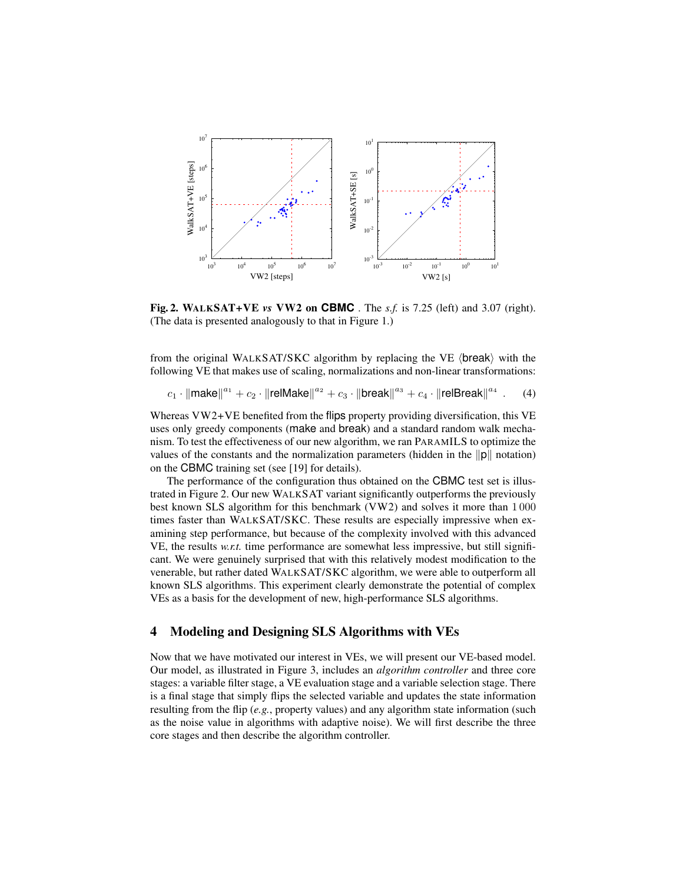$10^7$

$10^6$

$10^5$

$10^4$

$10^3$

WalkSAT+VE [steps]

$10^3$ $10^4$ $10^5$ $10^6$ $10^7$

VW2 [steps]

$10^1$

$10^0$

$10^{-1}$

$10^{-2}$

$10^{-3}$

WalkSAT+SE [s]

$10^{-3}$ $10^{-2}$ $10^{-1}$ $10^0$ $10^1$

VW2 [s]

**Fig. 2. WALKSAT+VE *vs* VW2 on CBMC** . The *s.f.* is 7.25 (left) and 3.07 (right). (The data is presented analogously to that in Figure 1.)

from the original WALKSAT/SKC algorithm by replacing the VE $\langle \text{break} \rangle$ with the following VE that makes use of scaling, normalizations and non-linear transformations:

$$c_1 \cdot \|\text{make}\|^{a_1} + c_2 \cdot \|\text{relMake}\|^{a_2} + c_3 \cdot \|\text{break}\|^{a_3} + c_4 \cdot \|\text{relBreak}\|^{a_4} \ . \quad (4)$$

Whereas VW2+VE benefited from the flips property providing diversification, this VE uses only greedy components (make and break) and a standard random walk mechanism. To test the effectiveness of our new algorithm, we ran PARAMILS to optimize the values of the constants and the normalization parameters (hidden in the $\|\text{p}\|$ notation) on the CBMC training set (see [19] for details).

The performance of the configuration thus obtained on the CBMC test set is illustrated in Figure 2. Our new WALKSAT variant significantly outperforms the previously best known SLS algorithm for this benchmark (VW2) and solves it more than 1 000 times faster than WALKSAT/SKC. These results are especially impressive when examining step performance, but because of the complexity involved with this advanced VE, the results *w.r.t.* time performance are somewhat less impressive, but still significant. We were genuinely surprised that with this relatively modest modification to the venerable, but rather dated WALKSAT/SKC algorithm, we were able to outperform all known SLS algorithms. This experiment clearly demonstrate the potential of complex VEs as a basis for the development of new, high-performance SLS algorithms.

## 4 Modeling and Designing SLS Algorithms with VEs

Now that we have motivated our interest in VEs, we will present our VE-based model. Our model, as illustrated in Figure 3, includes an *algorithm controller* and three core stages: a variable filter stage, a VE evaluation stage and a variable selection stage. There is a final stage that simply flips the selected variable and updates the state information resulting from the flip (*e.g.*, property values) and any algorithm state information (such as the noise value in algorithms with adaptive noise). We will first describe the three core stages and then describe the algorithm controller.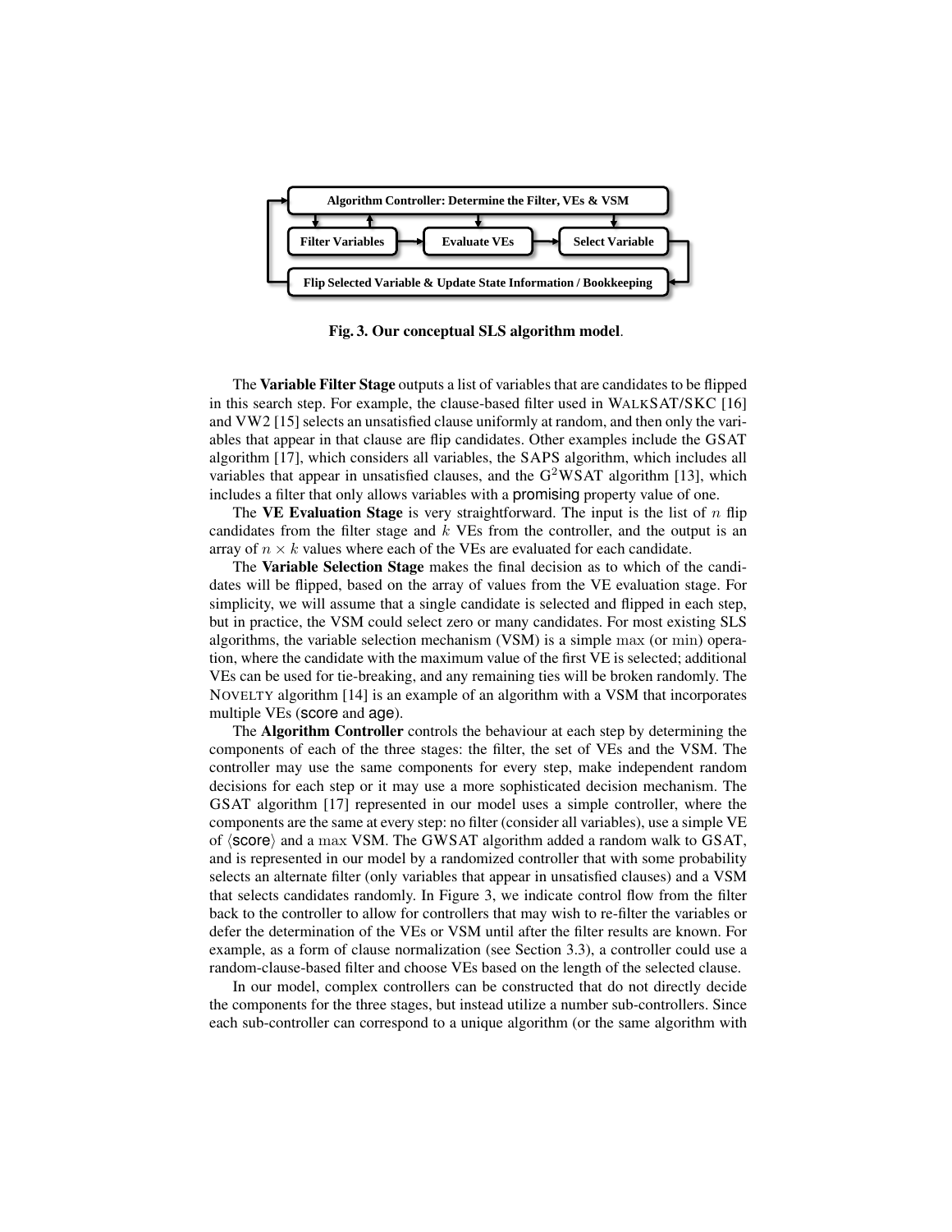Algorithm Controller: Determine the Filter, VEs & VSM

Filter Variables

Evaluate VEs

Select Variable

Flip Selected Variable & Update State Information / Bookkeeping

**Fig. 3. Our conceptual SLS algorithm model**.

The **Variable Filter Stage** outputs a list of variables that are candidates to be flipped in this search step. For example, the clause-based filter used in WALKSAT/SKC [16] and VW2 [15] selects an unsatisfied clause uniformly at random, and then only the variables that appear in that clause are flip candidates. Other examples include the GSAT algorithm [17], which considers all variables, the SAPS algorithm, which includes all variables that appear in unsatisfied clauses, and the $G^2$WSAT algorithm [13], which includes a filter that only allows variables with a promising property value of one.

The **VE Evaluation Stage** is very straightforward. The input is the list of $n$ flip candidates from the filter stage and $k$ VEs from the controller, and the output is an array of $n \times k$ values where each of the VEs are evaluated for each candidate.

The **Variable Selection Stage** makes the final decision as to which of the candidates will be flipped, based on the array of values from the VE evaluation stage. For simplicity, we will assume that a single candidate is selected and flipped in each step, but in practice, the VSM could select zero or many candidates. For most existing SLS algorithms, the variable selection mechanism (VSM) is a simple $\max$ (or $\min$) operation, where the candidate with the maximum value of the first VE is selected; additional VEs can be used for tie-breaking, and any remaining ties will be broken randomly. The NOVELTY algorithm [14] is an example of an algorithm with a VSM that incorporates multiple VEs (score and age).

The **Algorithm Controller** controls the behaviour at each step by determining the components of each of the three stages: the filter, the set of VEs and the VSM. The controller may use the same components for every step, make independent random decisions for each step or it may use a more sophisticated decision mechanism. The GSAT algorithm [17] represented in our model uses a simple controller, where the components are the same at every step: no filter (consider all variables), use a simple VE of $\langle$score$\rangle$ and a $\max$ VSM. The GWSAT algorithm added a random walk to GSAT, and is represented in our model by a randomized controller that with some probability selects an alternate filter (only variables that appear in unsatisfied clauses) and a VSM that selects candidates randomly. In Figure 3, we indicate control flow from the filter back to the controller to allow for controllers that may wish to re-filter the variables or defer the determination of the VEs or VSM until after the filter results are known. For example, as a form of clause normalization (see Section 3.3), a controller could use a random-clause-based filter and choose VEs based on the length of the selected clause.

In our model, complex controllers can be constructed that do not directly decide the components for the three stages, but instead utilize a number sub-controllers. Since each sub-controller can correspond to a unique algorithm (or the same algorithm with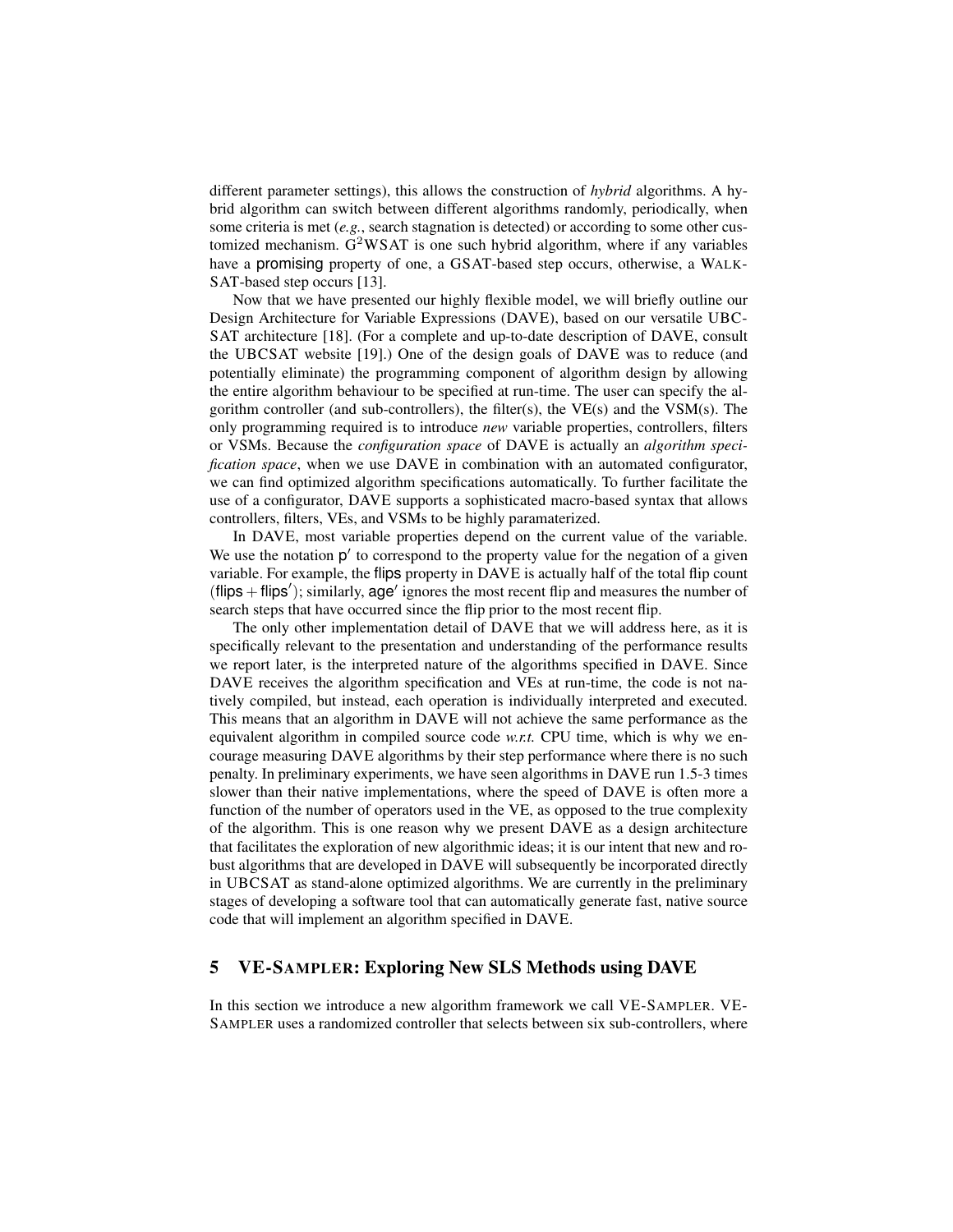different parameter settings), this allows the construction of *hybrid* algorithms. A hybrid algorithm can switch between different algorithms randomly, periodically, when some criteria is met (*e.g.*, search stagnation is detected) or according to some other customized mechanism. $G^2$WSAT is one such hybrid algorithm, where if any variables have a promising property of one, a GSAT-based step occurs, otherwise, a WALK-SAT-based step occurs [13].

Now that we have presented our highly flexible model, we will briefly outline our Design Architecture for Variable Expressions (DAVE), based on our versatile UBC-SAT architecture [18]. (For a complete and up-to-date description of DAVE, consult the UBCSAT website [19].) One of the design goals of DAVE was to reduce (and potentially eliminate) the programming component of algorithm design by allowing the entire algorithm behaviour to be specified at run-time. The user can specify the algorithm controller (and sub-controllers), the filter(s), the VE(s) and the VSM(s). The only programming required is to introduce *new* variable properties, controllers, filters or VSMs. Because the *configuration space* of DAVE is actually an *algorithm specification space*, when we use DAVE in combination with an automated configurator, we can find optimized algorithm specifications automatically. To further facilitate the use of a configurator, DAVE supports a sophisticated macro-based syntax that allows controllers, filters, VEs, and VSMs to be highly paramaterized.

In DAVE, most variable properties depend on the current value of the variable. We use the notation $\mathsf{p}'$ to correspond to the property value for the negation of a given variable. For example, the flips property in DAVE is actually half of the total flip count $(\mathsf{flips} + \mathsf{flips}')$; similarly, $\mathsf{age}'$ ignores the most recent flip and measures the number of search steps that have occurred since the flip prior to the most recent flip.

The only other implementation detail of DAVE that we will address here, as it is specifically relevant to the presentation and understanding of the performance results we report later, is the interpreted nature of the algorithms specified in DAVE. Since DAVE receives the algorithm specification and VEs at run-time, the code is not natively compiled, but instead, each operation is individually interpreted and executed. This means that an algorithm in DAVE will not achieve the same performance as the equivalent algorithm in compiled source code *w.r.t.* CPU time, which is why we encourage measuring DAVE algorithms by their step performance where there is no such penalty. In preliminary experiments, we have seen algorithms in DAVE run 1.5-3 times slower than their native implementations, where the speed of DAVE is often more a function of the number of operators used in the VE, as opposed to the true complexity of the algorithm. This is one reason why we present DAVE as a design architecture that facilitates the exploration of new algorithmic ideas; it is our intent that new and robust algorithms that are developed in DAVE will subsequently be incorporated directly in UBCSAT as stand-alone optimized algorithms. We are currently in the preliminary stages of developing a software tool that can automatically generate fast, native source code that will implement an algorithm specified in DAVE.

## 5 VE-SAMPLER: Exploring New SLS Methods using DAVE

In this section we introduce a new algorithm framework we call VE-SAMPLER. VE-SAMPLER uses a randomized controller that selects between six sub-controllers, where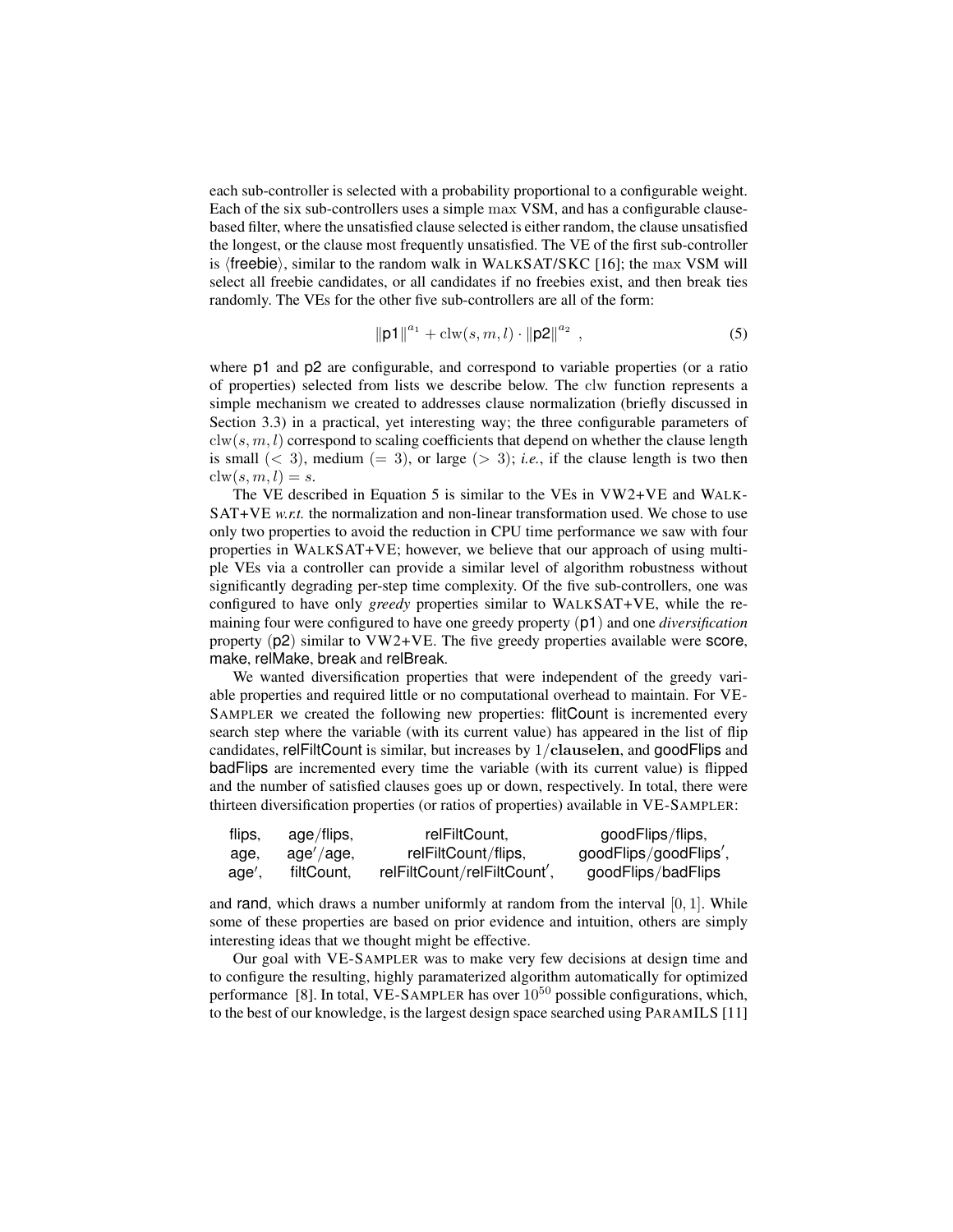each sub-controller is selected with a probability proportional to a configurable weight. Each of the six sub-controllers uses a simple $\max$ VSM, and has a configurable clause-based filter, where the unsatisfied clause selected is either random, the clause unsatisfied the longest, or the clause most frequently unsatisfied. The VE of the first sub-controller is $\langle$freebie$\rangle$, similar to the random walk in WALKSAT/SKC [16]; the $\max$ VSM will select all freebie candidates, or all candidates if no freebies exist, and then break ties randomly. The VEs for the other five sub-controllers are all of the form:

$$\|\mathsf{p1}\|^{a_1} + \mathrm{clw}(s, m, l) \cdot \|\mathsf{p2}\|^{a_2} \ , \tag{5}$$

where p1 and p2 are configurable, and correspond to variable properties (or a ratio of properties) selected from lists we describe below. The clw function represents a simple mechanism we created to addresses clause normalization (briefly discussed in Section 3.3) in a practical, yet interesting way; the three configurable parameters of $\mathrm{clw}(s, m, l)$ correspond to scaling coefficients that depend on whether the clause length is small ($< 3$), medium ($= 3$), or large ($> 3$); *i.e.*, if the clause length is two then $\mathrm{clw}(s, m, l) = s$.

The VE described in Equation 5 is similar to the VEs in VW2+VE and WALKSAT+VE *w.r.t.* the normalization and non-linear transformation used. We chose to use only two properties to avoid the reduction in CPU time performance we saw with four properties in WALKSAT+VE; however, we believe that our approach of using multiple VEs via a controller can provide a similar level of algorithm robustness without significantly degrading per-step time complexity. Of the five sub-controllers, one was configured to have only *greedy* properties similar to WALKSAT+VE, while the remaining four were configured to have one greedy property (p1) and one *diversification* property (p2) similar to VW2+VE. The five greedy properties available were score, make, relMake, break and relBreak.

We wanted diversification properties that were independent of the greedy variable properties and required little or no computational overhead to maintain. For VE-SAMPLER we created the following new properties: flitCount is incremented every search step where the variable (with its current value) has appeared in the list of flip candidates, relFiltCount is similar, but increases by $1/\mathbf{clauselen}$, and goodFlips and badFlips are incremented every time the variable (with its current value) is flipped and the number of satisfied clauses goes up or down, respectively. In total, there were thirteen diversification properties (or ratios of properties) available in VE-SAMPLER:

| | | | |
|---|---|---|---|
| flips, | age/flips, | relFiltCount, | goodFlips/flips, |
| age, | age′/age, | relFiltCount/flips, | goodFlips/goodFlips′, |
| age′, | filtCount, | relFiltCount/relFiltCount′, | goodFlips/badFlips |

and rand, which draws a number uniformly at random from the interval $[0, 1]$. While some of these properties are based on prior evidence and intuition, others are simply interesting ideas that we thought might be effective.

Our goal with VE-SAMPLER was to make very few decisions at design time and to configure the resulting, highly paramaterized algorithm automatically for optimized performance [8]. In total, VE-SAMPLER has over $10^{50}$ possible configurations, which, to the best of our knowledge, is the largest design space searched using PARAMILS [11]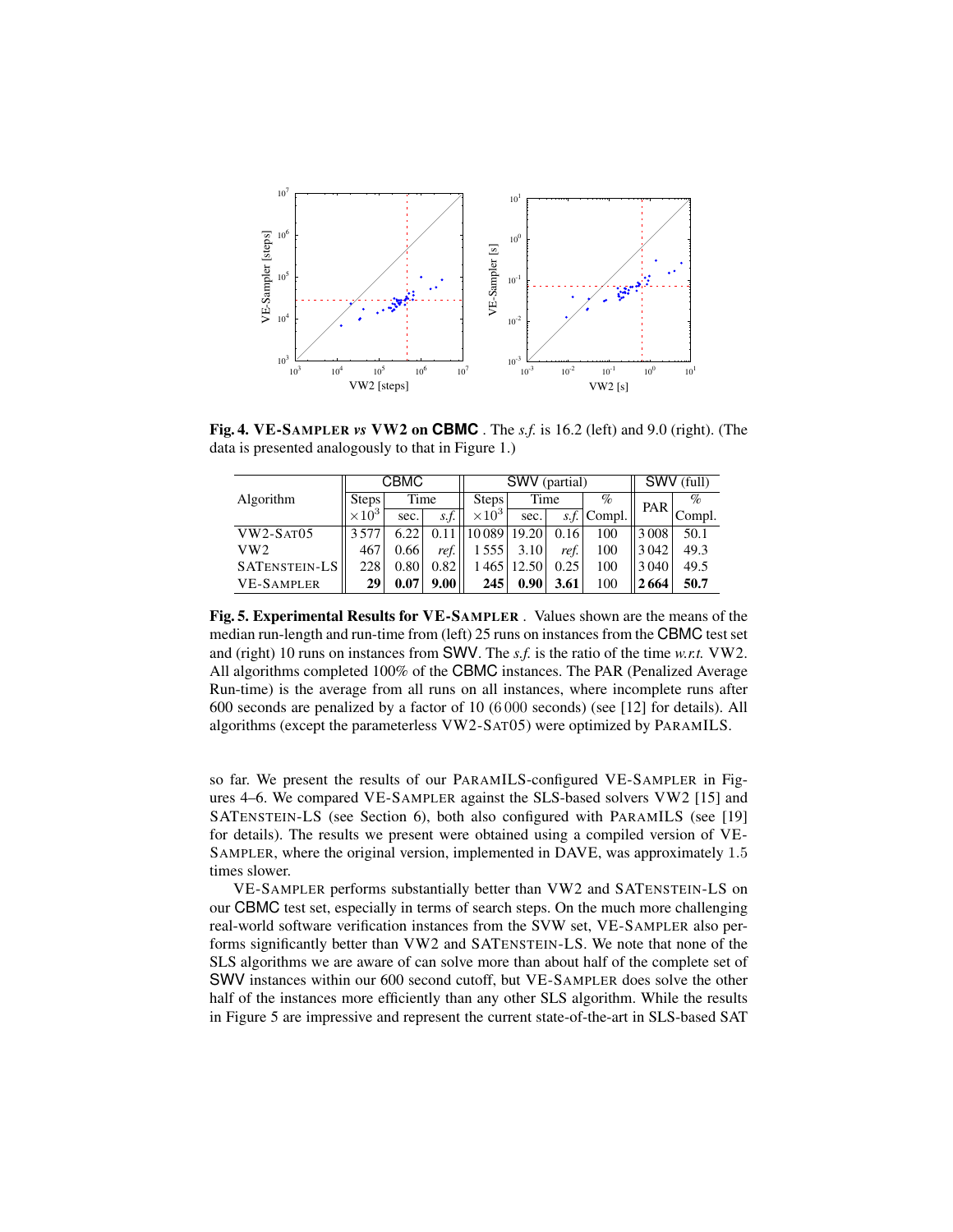10[7]

10[6]

10[5]

10[4]

10[3]

VE-Sampler [steps]

10[3] 10[4] 10[5] 10[6] 10[7]

VW2 [steps]

10[1]

10[0]

10[-1]

10[-2]

10[-3]

VE-Sampler [s]

10[-3] 10[-2] 10[-1] 10[0] 10[1]

VW2 [s]

**Fig. 4. VE-SAMPLER *vs* VW2 on CBMC** . The *s.f.* is 16.2 (left) and 9.0 (right). (The data is presented analogously to that in Figure 1.)

| Algorithm | CBMC | | | SWV (partial) | | | | SWV (full) | |
|---|---|---|---|---|---|---|---|---|---|
| | Steps | Time | | Steps | Time | | % | PAR | % |
| | $\times 10^3$ | sec. | *s.f.* | $\times 10^3$ | sec. | *s.f.* | Compl. | | Compl. |
| VW2-SAT05 | 3 577 | 6.22 | 0.11 | 10 089 | 19.20 | 0.16 | 100 | 3 008 | 50.1 |
| VW2 | 467 | 0.66 | *ref.* | 1 555 | 3.10 | *ref.* | 100 | 3 042 | 49.3 |
| SATENSTEIN-LS | 228 | 0.80 | 0.82 | 1 465 | 12.50 | 0.25 | 100 | 3 040 | 49.5 |
| VE-SAMPLER | **29** | **0.07** | **9.00** | **245** | **0.90** | **3.61** | 100 | **2 664** | **50.7** |

**Fig. 5. Experimental Results for VE-SAMPLER** . Values shown are the means of the median run-length and run-time from (left) 25 runs on instances from the CBMC test set and (right) 10 runs on instances from SWV. The *s.f.* is the ratio of the time *w.r.t.* VW2. All algorithms completed 100% of the CBMC instances. The PAR (Penalized Average Run-time) is the average from all runs on all instances, where incomplete runs after 600 seconds are penalized by a factor of 10 (6 000 seconds) (see [12] for details). All algorithms (except the parameterless VW2-SAT05) were optimized by PARAMILS.

so far. We present the results of our PARAMILS-configured VE-SAMPLER in Figures 4–6. We compared VE-SAMPLER against the SLS-based solvers VW2 [15] and SATENSTEIN-LS (see Section 6), both also configured with PARAMILS (see [19] for details). The results we present were obtained using a compiled version of VE-SAMPLER, where the original version, implemented in DAVE, was approximately 1.5 times slower.

VE-SAMPLER performs substantially better than VW2 and SATENSTEIN-LS on our CBMC test set, especially in terms of search steps. On the much more challenging real-world software verification instances from the SVW set, VE-SAMPLER also performs significantly better than VW2 and SATENSTEIN-LS. We note that none of the SLS algorithms we are aware of can solve more than about half of the complete set of SWV instances within our 600 second cutoff, but VE-SAMPLER does solve the other half of the instances more efficiently than any other SLS algorithm. While the results in Figure 5 are impressive and represent the current state-of-the-art in SLS-based SAT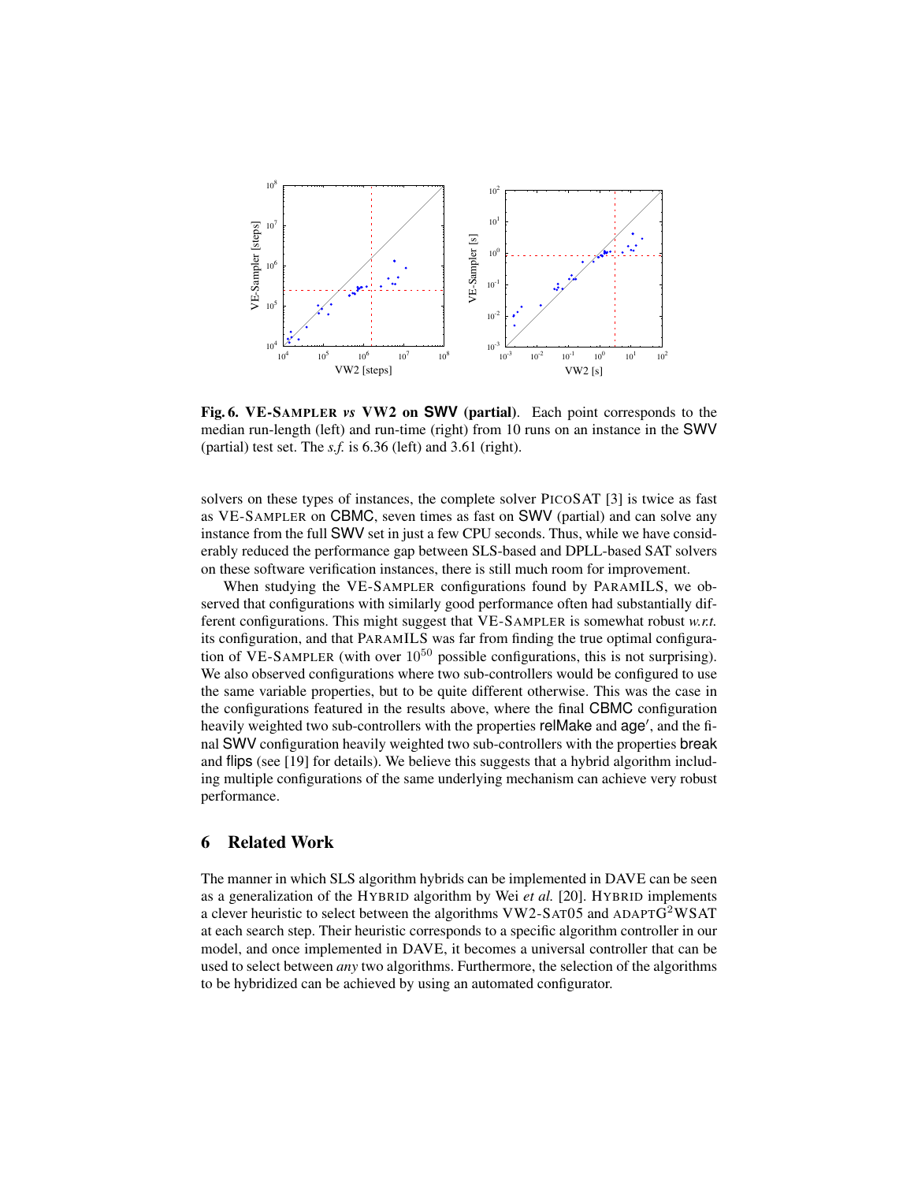$10^8$
$10^7$
$10^6$
$10^5$
$10^4$
VE-Sampler [steps]
$10^4$ $10^5$ $10^6$ $10^7$ $10^8$
VW2 [steps]

$10^2$
$10^1$
$10^0$
$10^{-1}$
$10^{-2}$
$10^{-3}$
VE-Sampler [s]
$10^{-3}$ $10^{-2}$ $10^{-1}$ $10^0$ $10^1$ $10^2$
VW2 [s]

**Fig. 6. VE-SAMPLER *vs* VW2 on SWV (partial)**. Each point corresponds to the median run-length (left) and run-time (right) from 10 runs on an instance in the SWV (partial) test set. The *s.f.* is 6.36 (left) and 3.61 (right).

solvers on these types of instances, the complete solver PICOSAT [3] is twice as fast as VE-SAMPLER on CBMC, seven times as fast on SWV (partial) and can solve any instance from the full SWV set in just a few CPU seconds. Thus, while we have considerably reduced the performance gap between SLS-based and DPLL-based SAT solvers on these software verification instances, there is still much room for improvement.

When studying the VE-SAMPLER configurations found by PARAMILS, we observed that configurations with similarly good performance often had substantially different configurations. This might suggest that VE-SAMPLER is somewhat robust *w.r.t.* its configuration, and that PARAMILS was far from finding the true optimal configuration of VE-SAMPLER (with over $10^{50}$ possible configurations, this is not surprising). We also observed configurations where two sub-controllers would be configured to use the same variable properties, but to be quite different otherwise. This was the case in the configurations featured in the results above, where the final CBMC configuration heavily weighted two sub-controllers with the properties relMake and age′, and the final SWV configuration heavily weighted two sub-controllers with the properties break and flips (see [19] for details). We believe this suggests that a hybrid algorithm including multiple configurations of the same underlying mechanism can achieve very robust performance.

## 6 Related Work

The manner in which SLS algorithm hybrids can be implemented in DAVE can be seen as a generalization of the HYBRID algorithm by Wei *et al.* [20]. HYBRID implements a clever heuristic to select between the algorithms VW2-SAT05 and ADAPTG$^2$WSAT at each search step. Their heuristic corresponds to a specific algorithm controller in our model, and once implemented in DAVE, it becomes a universal controller that can be used to select between *any* two algorithms. Furthermore, the selection of the algorithms to be hybridized can be achieved by using an automated configurator.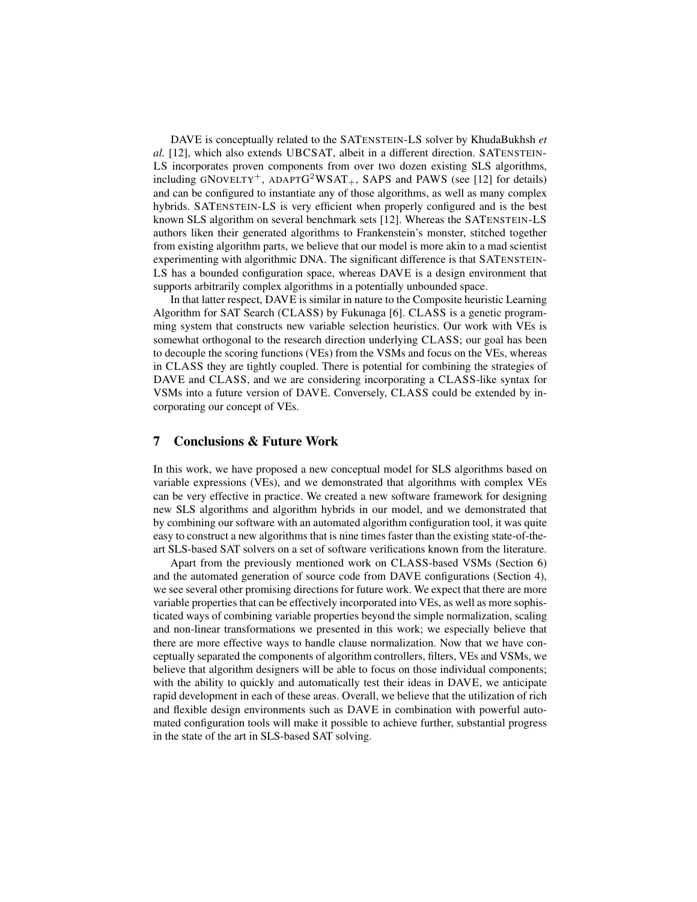DAVE is conceptually related to the SATENSTEIN-LS solver by KhudaBukhsh *et al.* [12], which also extends UBCSAT, albeit in a different direction. SATENSTEIN-LS incorporates proven components from over two dozen existing SLS algorithms, including GNOVELTY$^+$, ADAPTG$^2$WSAT$_+$, SAPS and PAWS (see [12] for details) and can be configured to instantiate any of those algorithms, as well as many complex hybrids. SATENSTEIN-LS is very efficient when properly configured and is the best known SLS algorithm on several benchmark sets [12]. Whereas the SATENSTEIN-LS authors liken their generated algorithms to Frankenstein's monster, stitched together from existing algorithm parts, we believe that our model is more akin to a mad scientist experimenting with algorithmic DNA. The significant difference is that SATENSTEIN-LS has a bounded configuration space, whereas DAVE is a design environment that supports arbitrarily complex algorithms in a potentially unbounded space.

In that latter respect, DAVE is similar in nature to the Composite heuristic Learning Algorithm for SAT Search (CLASS) by Fukunaga [6]. CLASS is a genetic programming system that constructs new variable selection heuristics. Our work with VEs is somewhat orthogonal to the research direction underlying CLASS; our goal has been to decouple the scoring functions (VEs) from the VSMs and focus on the VEs, whereas in CLASS they are tightly coupled. There is potential for combining the strategies of DAVE and CLASS, and we are considering incorporating a CLASS-like syntax for VSMs into a future version of DAVE. Conversely, CLASS could be extended by incorporating our concept of VEs.

## 7 Conclusions & Future Work

In this work, we have proposed a new conceptual model for SLS algorithms based on variable expressions (VEs), and we demonstrated that algorithms with complex VEs can be very effective in practice. We created a new software framework for designing new SLS algorithms and algorithm hybrids in our model, and we demonstrated that by combining our software with an automated algorithm configuration tool, it was quite easy to construct a new algorithms that is nine times faster than the existing state-of-the-art SLS-based SAT solvers on a set of software verifications known from the literature.

Apart from the previously mentioned work on CLASS-based VSMs (Section 6) and the automated generation of source code from DAVE configurations (Section 4), we see several other promising directions for future work. We expect that there are more variable properties that can be effectively incorporated into VEs, as well as more sophisticated ways of combining variable properties beyond the simple normalization, scaling and non-linear transformations we presented in this work; we especially believe that there are more effective ways to handle clause normalization. Now that we have conceptually separated the components of algorithm controllers, filters, VEs and VSMs, we believe that algorithm designers will be able to focus on those individual components; with the ability to quickly and automatically test their ideas in DAVE, we anticipate rapid development in each of these areas. Overall, we believe that the utilization of rich and flexible design environments such as DAVE in combination with powerful automated configuration tools will make it possible to achieve further, substantial progress in the state of the art in SLS-based SAT solving.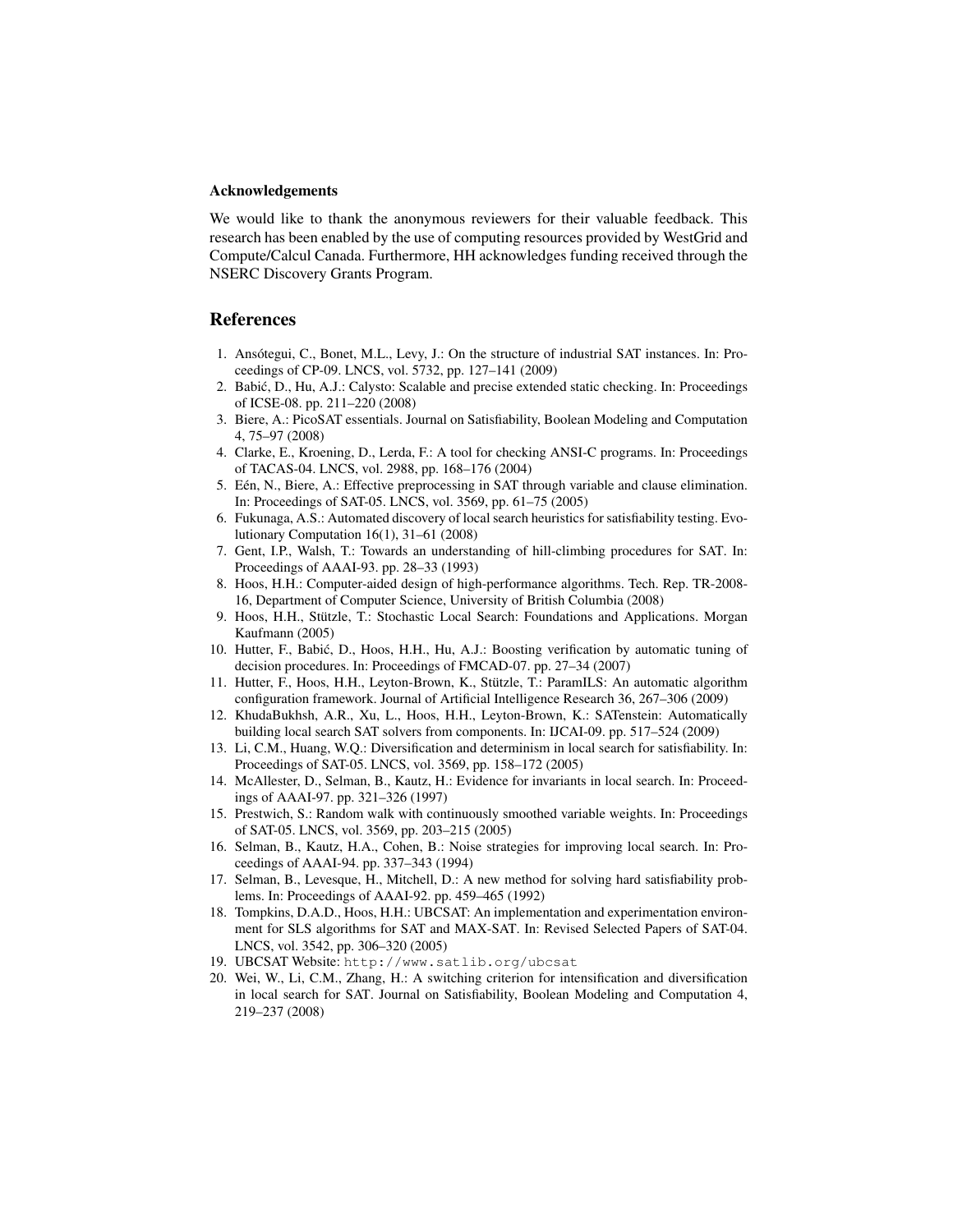#### Acknowledgements

We would like to thank the anonymous reviewers for their valuable feedback. This research has been enabled by the use of computing resources provided by WestGrid and Compute/Calcul Canada. Furthermore, HH acknowledges funding received through the NSERC Discovery Grants Program.

## References

1. Ansótegui, C., Bonet, M.L., Levy, J.: On the structure of industrial SAT instances. In: Proceedings of CP-09. LNCS, vol. 5732, pp. 127–141 (2009)
2. Babić, D., Hu, A.J.: Calysto: Scalable and precise extended static checking. In: Proceedings of ICSE-08. pp. 211–220 (2008)
3. Biere, A.: PicoSAT essentials. Journal on Satisfiability, Boolean Modeling and Computation 4, 75–97 (2008)
4. Clarke, E., Kroening, D., Lerda, F.: A tool for checking ANSI-C programs. In: Proceedings of TACAS-04. LNCS, vol. 2988, pp. 168–176 (2004)
5. Eén, N., Biere, A.: Effective preprocessing in SAT through variable and clause elimination. In: Proceedings of SAT-05. LNCS, vol. 3569, pp. 61–75 (2005)
6. Fukunaga, A.S.: Automated discovery of local search heuristics for satisfiability testing. Evolutionary Computation 16(1), 31–61 (2008)
7. Gent, I.P., Walsh, T.: Towards an understanding of hill-climbing procedures for SAT. In: Proceedings of AAAI-93. pp. 28–33 (1993)
8. Hoos, H.H.: Computer-aided design of high-performance algorithms. Tech. Rep. TR-2008-16, Department of Computer Science, University of British Columbia (2008)
9. Hoos, H.H., Stützle, T.: Stochastic Local Search: Foundations and Applications. Morgan Kaufmann (2005)
10. Hutter, F., Babić, D., Hoos, H.H., Hu, A.J.: Boosting verification by automatic tuning of decision procedures. In: Proceedings of FMCAD-07. pp. 27–34 (2007)
11. Hutter, F., Hoos, H.H., Leyton-Brown, K., Stützle, T.: ParamILS: An automatic algorithm configuration framework. Journal of Artificial Intelligence Research 36, 267–306 (2009)
12. KhudaBukhsh, A.R., Xu, L., Hoos, H.H., Leyton-Brown, K.: SATenstein: Automatically building local search SAT solvers from components. In: IJCAI-09. pp. 517–524 (2009)
13. Li, C.M., Huang, W.Q.: Diversification and determinism in local search for satisfiability. In: Proceedings of SAT-05. LNCS, vol. 3569, pp. 158–172 (2005)
14. McAllester, D., Selman, B., Kautz, H.: Evidence for invariants in local search. In: Proceedings of AAAI-97. pp. 321–326 (1997)
15. Prestwich, S.: Random walk with continuously smoothed variable weights. In: Proceedings of SAT-05. LNCS, vol. 3569, pp. 203–215 (2005)
16. Selman, B., Kautz, H.A., Cohen, B.: Noise strategies for improving local search. In: Proceedings of AAAI-94. pp. 337–343 (1994)
17. Selman, B., Levesque, H., Mitchell, D.: A new method for solving hard satisfiability problems. In: Proceedings of AAAI-92. pp. 459–465 (1992)
18. Tompkins, D.A.D., Hoos, H.H.: UBCSAT: An implementation and experimentation environment for SLS algorithms for SAT and MAX-SAT. In: Revised Selected Papers of SAT-04. LNCS, vol. 3542, pp. 306–320 (2005)
19. UBCSAT Website: `http://www.satlib.org/ubcsat`
20. Wei, W., Li, C.M., Zhang, H.: A switching criterion for intensification and diversification in local search for SAT. Journal on Satisfiability, Boolean Modeling and Computation 4, 219–237 (2008)